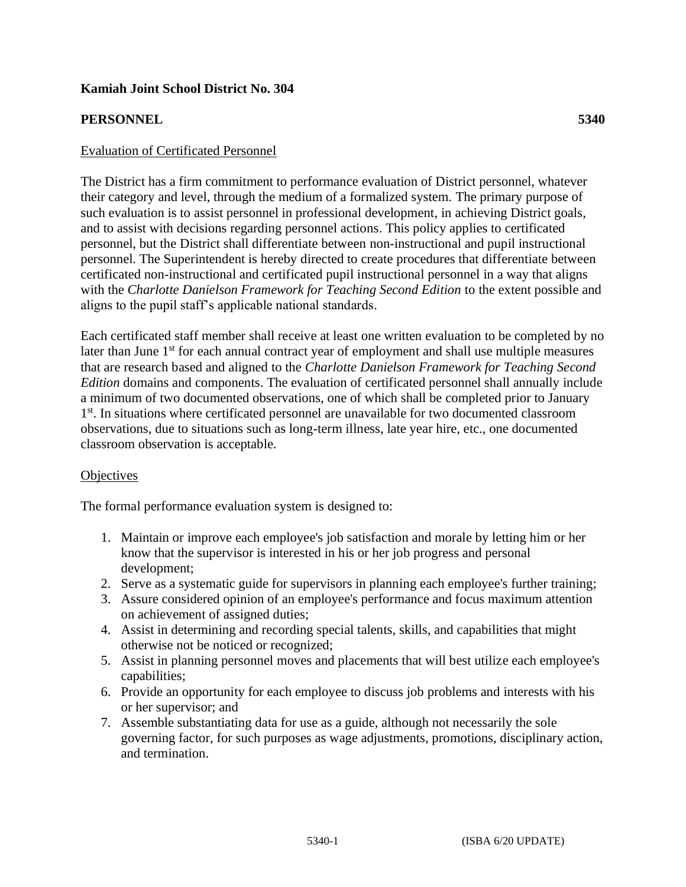**Kamiah Joint School District No. 304**

**PERSONNEL** **5340**

Evaluation of Certificated Personnel

The District has a firm commitment to performance evaluation of District personnel, whatever their category and level, through the medium of a formalized system. The primary purpose of such evaluation is to assist personnel in professional development, in achieving District goals, and to assist with decisions regarding personnel actions. This policy applies to certificated personnel, but the District shall differentiate between non-instructional and pupil instructional personnel. The Superintendent is hereby directed to create procedures that differentiate between certificated non-instructional and certificated pupil instructional personnel in a way that aligns with the *Charlotte Danielson Framework for Teaching Second Edition* to the extent possible and aligns to the pupil staff's applicable national standards.

Each certificated staff member shall receive at least one written evaluation to be completed by no later than June 1st for each annual contract year of employment and shall use multiple measures that are research based and aligned to the *Charlotte Danielson Framework for Teaching Second Edition* domains and components. The evaluation of certificated personnel shall annually include a minimum of two documented observations, one of which shall be completed prior to January 1st. In situations where certificated personnel are unavailable for two documented classroom observations, due to situations such as long-term illness, late year hire, etc., one documented classroom observation is acceptable.

Objectives

The formal performance evaluation system is designed to:

1. Maintain or improve each employee's job satisfaction and morale by letting him or her know that the supervisor is interested in his or her job progress and personal development;
2. Serve as a systematic guide for supervisors in planning each employee's further training;
3. Assure considered opinion of an employee's performance and focus maximum attention on achievement of assigned duties;
4. Assist in determining and recording special talents, skills, and capabilities that might otherwise not be noticed or recognized;
5. Assist in planning personnel moves and placements that will best utilize each employee's capabilities;
6. Provide an opportunity for each employee to discuss job problems and interests with his or her supervisor; and
7. Assemble substantiating data for use as a guide, although not necessarily the sole governing factor, for such purposes as wage adjustments, promotions, disciplinary action, and termination.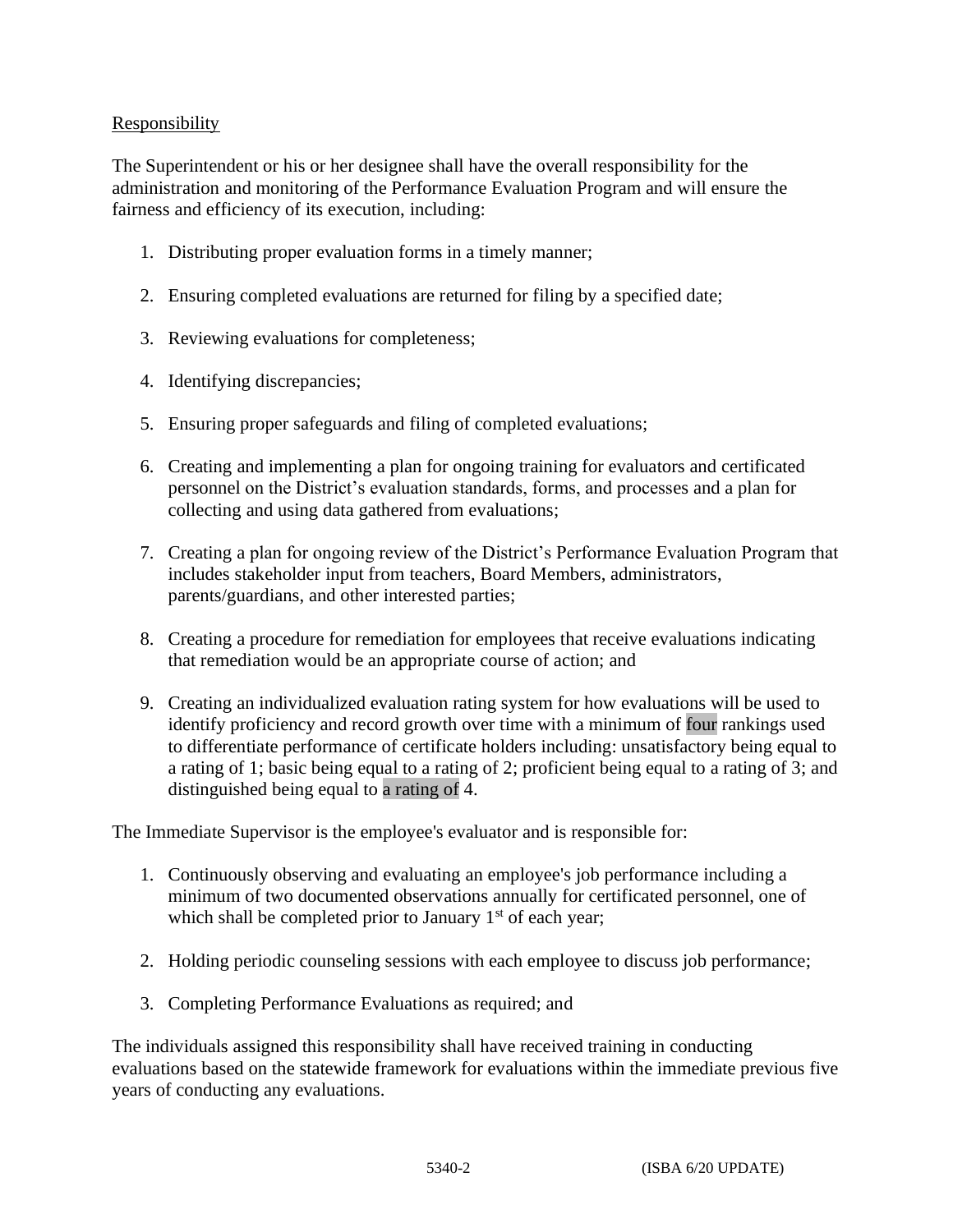Responsibility

The Superintendent or his or her designee shall have the overall responsibility for the administration and monitoring of the Performance Evaluation Program and will ensure the fairness and efficiency of its execution, including:

1. Distributing proper evaluation forms in a timely manner;
2. Ensuring completed evaluations are returned for filing by a specified date;
3. Reviewing evaluations for completeness;
4. Identifying discrepancies;
5. Ensuring proper safeguards and filing of completed evaluations;
6. Creating and implementing a plan for ongoing training for evaluators and certificated personnel on the District's evaluation standards, forms, and processes and a plan for collecting and using data gathered from evaluations;
7. Creating a plan for ongoing review of the District's Performance Evaluation Program that includes stakeholder input from teachers, Board Members, administrators, parents/guardians, and other interested parties;
8. Creating a procedure for remediation for employees that receive evaluations indicating that remediation would be an appropriate course of action; and
9. Creating an individualized evaluation rating system for how evaluations will be used to identify proficiency and record growth over time with a minimum of four rankings used to differentiate performance of certificate holders including: unsatisfactory being equal to a rating of 1; basic being equal to a rating of 2; proficient being equal to a rating of 3; and distinguished being equal to a rating of 4.

The Immediate Supervisor is the employee's evaluator and is responsible for:

1. Continuously observing and evaluating an employee's job performance including a minimum of two documented observations annually for certificated personnel, one of which shall be completed prior to January 1st of each year;
2. Holding periodic counseling sessions with each employee to discuss job performance;
3. Completing Performance Evaluations as required; and

The individuals assigned this responsibility shall have received training in conducting evaluations based on the statewide framework for evaluations within the immediate previous five years of conducting any evaluations.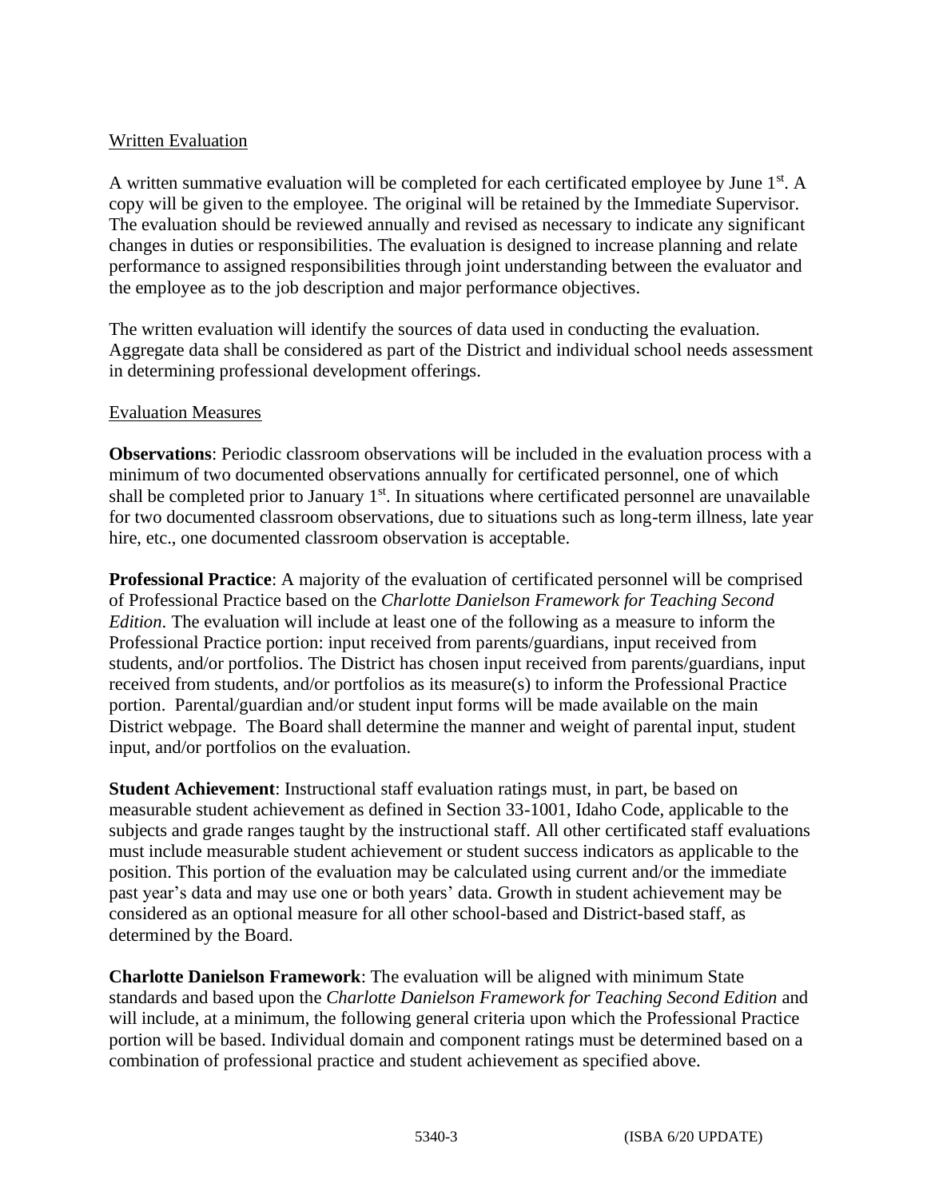Written Evaluation

A written summative evaluation will be completed for each certificated employee by June 1st. A copy will be given to the employee. The original will be retained by the Immediate Supervisor. The evaluation should be reviewed annually and revised as necessary to indicate any significant changes in duties or responsibilities. The evaluation is designed to increase planning and relate performance to assigned responsibilities through joint understanding between the evaluator and the employee as to the job description and major performance objectives.

The written evaluation will identify the sources of data used in conducting the evaluation. Aggregate data shall be considered as part of the District and individual school needs assessment in determining professional development offerings.

Evaluation Measures

**Observations**: Periodic classroom observations will be included in the evaluation process with a minimum of two documented observations annually for certificated personnel, one of which shall be completed prior to January 1st. In situations where certificated personnel are unavailable for two documented classroom observations, due to situations such as long-term illness, late year hire, etc., one documented classroom observation is acceptable.

**Professional Practice**: A majority of the evaluation of certificated personnel will be comprised of Professional Practice based on the *Charlotte Danielson Framework for Teaching Second Edition*. The evaluation will include at least one of the following as a measure to inform the Professional Practice portion: input received from parents/guardians, input received from students, and/or portfolios. The District has chosen input received from parents/guardians, input received from students, and/or portfolios as its measure(s) to inform the Professional Practice portion. Parental/guardian and/or student input forms will be made available on the main District webpage. The Board shall determine the manner and weight of parental input, student input, and/or portfolios on the evaluation.

**Student Achievement**: Instructional staff evaluation ratings must, in part, be based on measurable student achievement as defined in Section 33-1001, Idaho Code, applicable to the subjects and grade ranges taught by the instructional staff. All other certificated staff evaluations must include measurable student achievement or student success indicators as applicable to the position. This portion of the evaluation may be calculated using current and/or the immediate past year's data and may use one or both years' data. Growth in student achievement may be considered as an optional measure for all other school-based and District-based staff, as determined by the Board.

**Charlotte Danielson Framework**: The evaluation will be aligned with minimum State standards and based upon the *Charlotte Danielson Framework for Teaching Second Edition* and will include, at a minimum, the following general criteria upon which the Professional Practice portion will be based. Individual domain and component ratings must be determined based on a combination of professional practice and student achievement as specified above.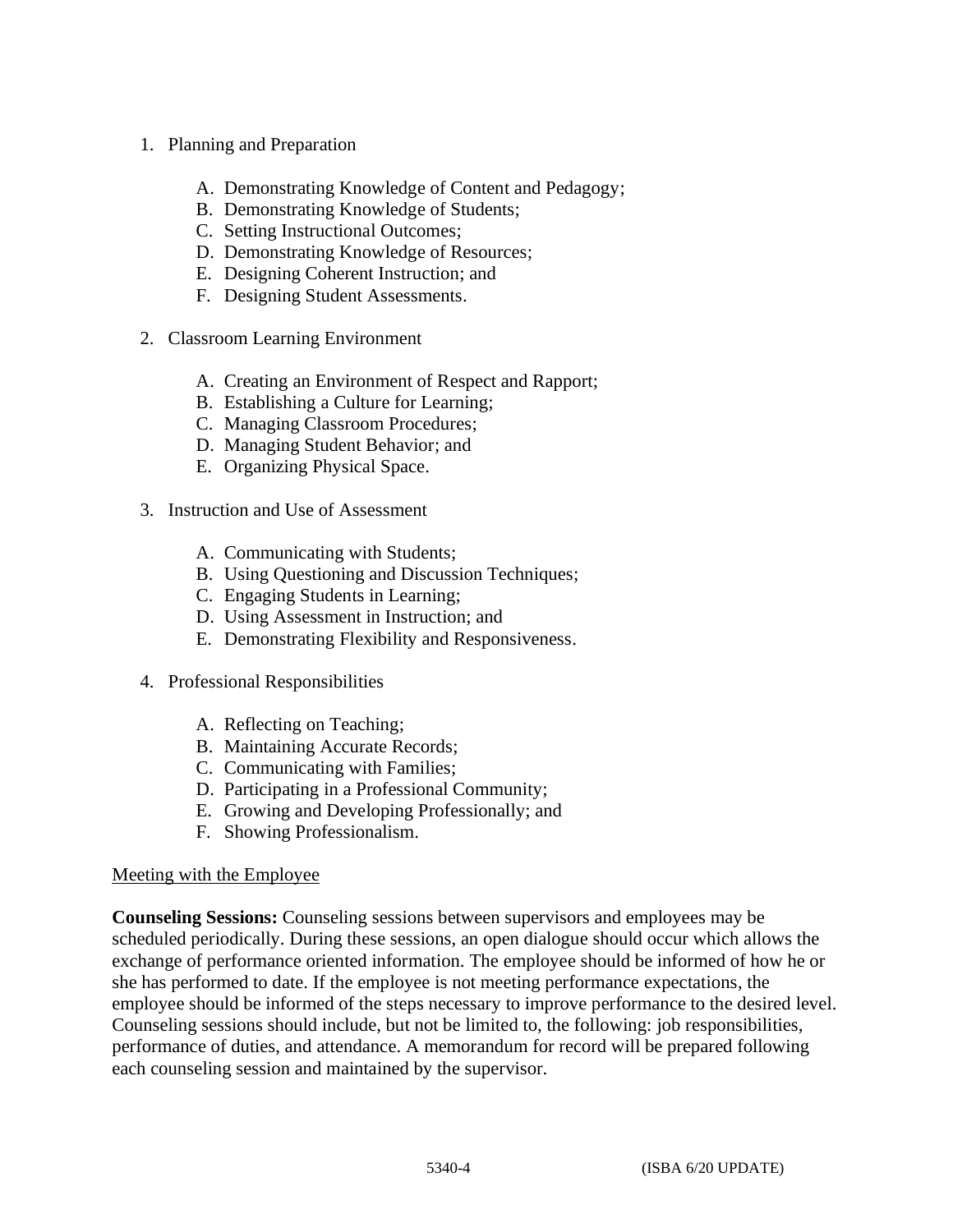1. Planning and Preparation

    A. Demonstrating Knowledge of Content and Pedagogy;
    B. Demonstrating Knowledge of Students;
    C. Setting Instructional Outcomes;
    D. Demonstrating Knowledge of Resources;
    E. Designing Coherent Instruction; and
    F. Designing Student Assessments.

2. Classroom Learning Environment

    A. Creating an Environment of Respect and Rapport;
    B. Establishing a Culture for Learning;
    C. Managing Classroom Procedures;
    D. Managing Student Behavior; and
    E. Organizing Physical Space.

3. Instruction and Use of Assessment

    A. Communicating with Students;
    B. Using Questioning and Discussion Techniques;
    C. Engaging Students in Learning;
    D. Using Assessment in Instruction; and
    E. Demonstrating Flexibility and Responsiveness.

4. Professional Responsibilities

    A. Reflecting on Teaching;
    B. Maintaining Accurate Records;
    C. Communicating with Families;
    D. Participating in a Professional Community;
    E. Growing and Developing Professionally; and
    F. Showing Professionalism.

<u>Meeting with the Employee</u>

**Counseling Sessions:** Counseling sessions between supervisors and employees may be scheduled periodically. During these sessions, an open dialogue should occur which allows the exchange of performance oriented information. The employee should be informed of how he or she has performed to date. If the employee is not meeting performance expectations, the employee should be informed of the steps necessary to improve performance to the desired level. Counseling sessions should include, but not be limited to, the following: job responsibilities, performance of duties, and attendance. A memorandum for record will be prepared following each counseling session and maintained by the supervisor.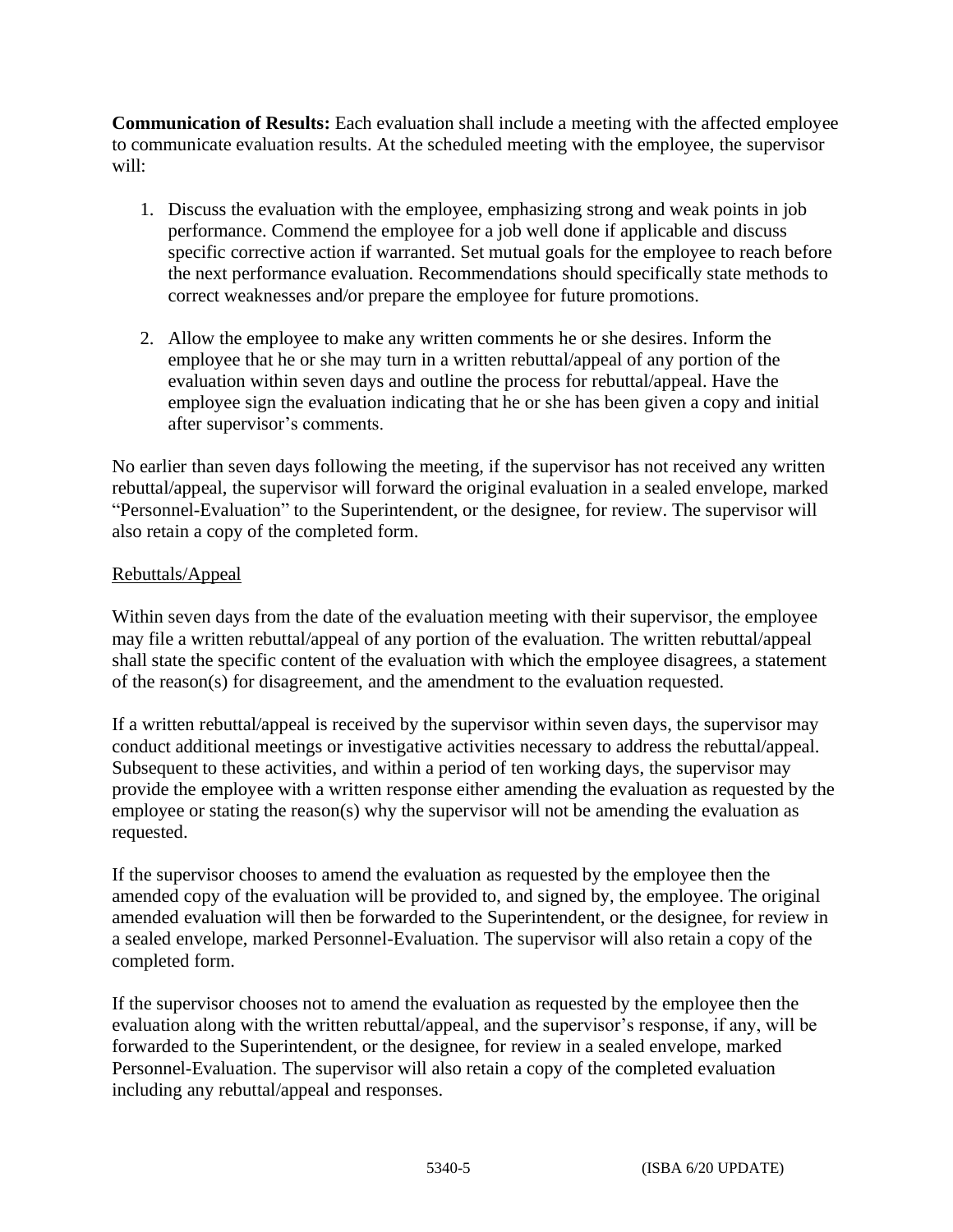**Communication of Results:** Each evaluation shall include a meeting with the affected employee to communicate evaluation results. At the scheduled meeting with the employee, the supervisor will:

1. Discuss the evaluation with the employee, emphasizing strong and weak points in job performance. Commend the employee for a job well done if applicable and discuss specific corrective action if warranted. Set mutual goals for the employee to reach before the next performance evaluation. Recommendations should specifically state methods to correct weaknesses and/or prepare the employee for future promotions.

2. Allow the employee to make any written comments he or she desires. Inform the employee that he or she may turn in a written rebuttal/appeal of any portion of the evaluation within seven days and outline the process for rebuttal/appeal. Have the employee sign the evaluation indicating that he or she has been given a copy and initial after supervisor's comments.

No earlier than seven days following the meeting, if the supervisor has not received any written rebuttal/appeal, the supervisor will forward the original evaluation in a sealed envelope, marked "Personnel-Evaluation" to the Superintendent, or the designee, for review. The supervisor will also retain a copy of the completed form.

Rebuttals/Appeal

Within seven days from the date of the evaluation meeting with their supervisor, the employee may file a written rebuttal/appeal of any portion of the evaluation. The written rebuttal/appeal shall state the specific content of the evaluation with which the employee disagrees, a statement of the reason(s) for disagreement, and the amendment to the evaluation requested.

If a written rebuttal/appeal is received by the supervisor within seven days, the supervisor may conduct additional meetings or investigative activities necessary to address the rebuttal/appeal. Subsequent to these activities, and within a period of ten working days, the supervisor may provide the employee with a written response either amending the evaluation as requested by the employee or stating the reason(s) why the supervisor will not be amending the evaluation as requested.

If the supervisor chooses to amend the evaluation as requested by the employee then the amended copy of the evaluation will be provided to, and signed by, the employee. The original amended evaluation will then be forwarded to the Superintendent, or the designee, for review in a sealed envelope, marked Personnel-Evaluation. The supervisor will also retain a copy of the completed form.

If the supervisor chooses not to amend the evaluation as requested by the employee then the evaluation along with the written rebuttal/appeal, and the supervisor's response, if any, will be forwarded to the Superintendent, or the designee, for review in a sealed envelope, marked Personnel-Evaluation. The supervisor will also retain a copy of the completed evaluation including any rebuttal/appeal and responses.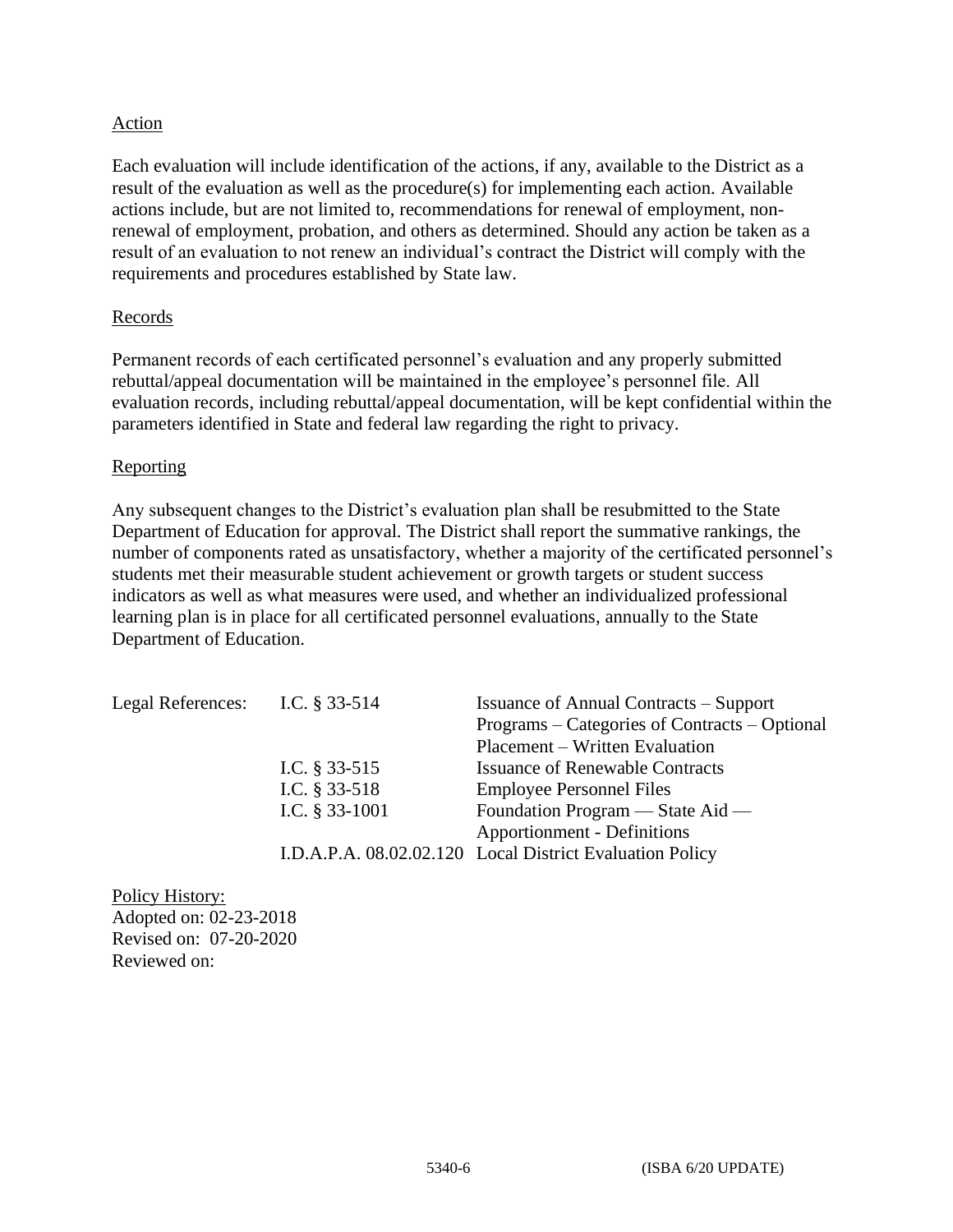Action

Each evaluation will include identification of the actions, if any, available to the District as a result of the evaluation as well as the procedure(s) for implementing each action. Available actions include, but are not limited to, recommendations for renewal of employment, non-renewal of employment, probation, and others as determined. Should any action be taken as a result of an evaluation to not renew an individual's contract the District will comply with the requirements and procedures established by State law.

Records

Permanent records of each certificated personnel's evaluation and any properly submitted rebuttal/appeal documentation will be maintained in the employee's personnel file. All evaluation records, including rebuttal/appeal documentation, will be kept confidential within the parameters identified in State and federal law regarding the right to privacy.

Reporting

Any subsequent changes to the District's evaluation plan shall be resubmitted to the State Department of Education for approval. The District shall report the summative rankings, the number of components rated as unsatisfactory, whether a majority of the certificated personnel's students met their measurable student achievement or growth targets or student success indicators as well as what measures were used, and whether an individualized professional learning plan is in place for all certificated personnel evaluations, annually to the State Department of Education.

| | | |
|---|---|---|
| Legal References: | I.C. § 33-514 | Issuance of Annual Contracts – Support Programs – Categories of Contracts – Optional Placement – Written Evaluation |
| | I.C. § 33-515 | Issuance of Renewable Contracts |
| | I.C. § 33-518 | Employee Personnel Files |
| | I.C. § 33-1001 | Foundation Program — State Aid — Apportionment - Definitions |
| | I.D.A.P.A. 08.02.02.120 | Local District Evaluation Policy |

Policy History:
Adopted on: 02-23-2018
Revised on: 07-20-2020
Reviewed on:

5340-6 (ISBA 6/20 UPDATE)